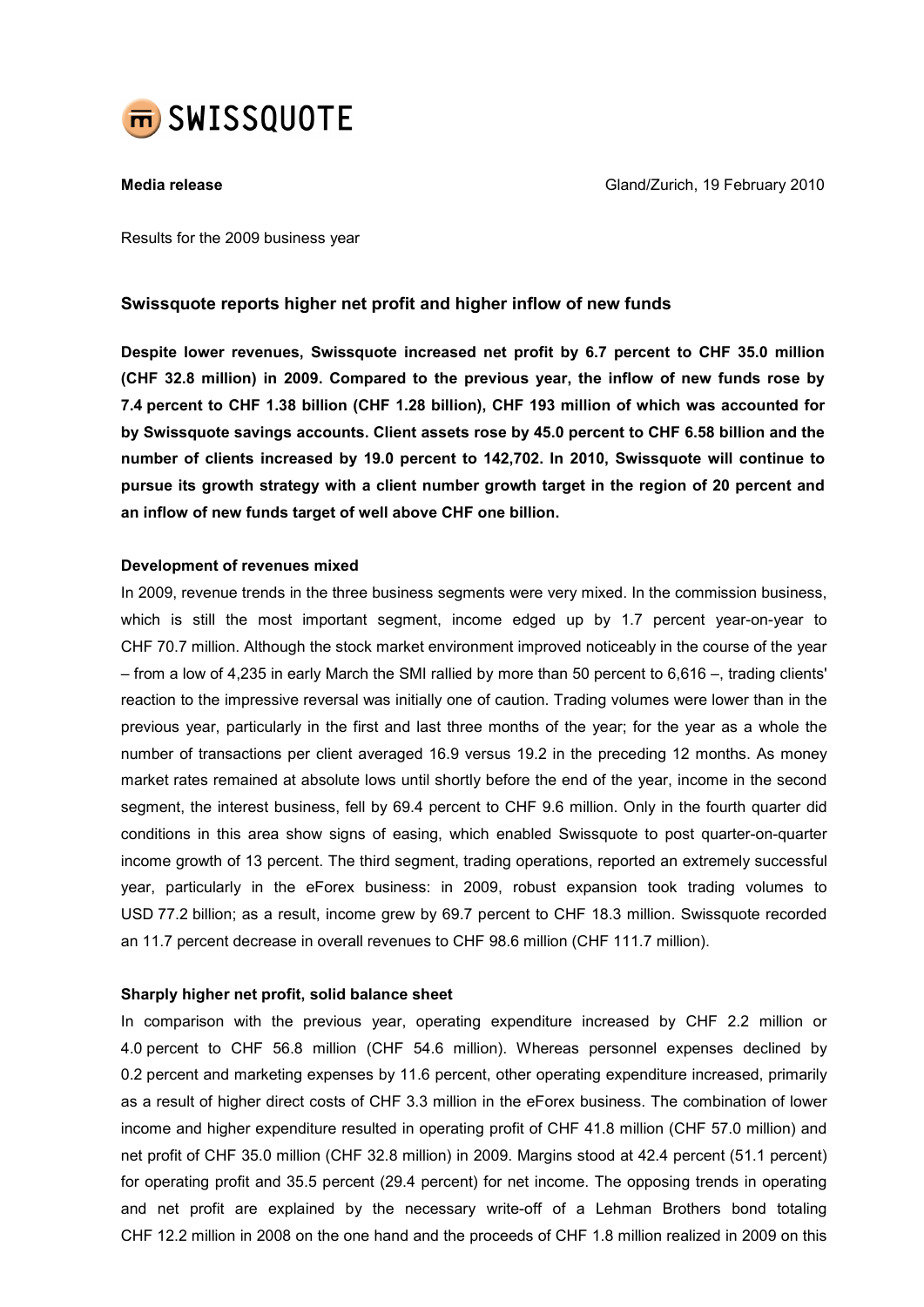SWISSQUOTE

**Media release** Gland/Zurich, 19 February 2010

Results for the 2009 business year

## Swissquote reports higher net profit and higher inflow of new funds

**Despite lower revenues, Swissquote increased net profit by 6.7 percent to CHF 35.0 million (CHF 32.8 million) in 2009. Compared to the previous year, the inflow of new funds rose by 7.4 percent to CHF 1.38 billion (CHF 1.28 billion), CHF 193 million of which was accounted for by Swissquote savings accounts. Client assets rose by 45.0 percent to CHF 6.58 billion and the number of clients increased by 19.0 percent to 142,702. In 2010, Swissquote will continue to pursue its growth strategy with a client number growth target in the region of 20 percent and an inflow of new funds target of well above CHF one billion.**

### Development of revenues mixed

In 2009, revenue trends in the three business segments were very mixed. In the commission business, which is still the most important segment, income edged up by 1.7 percent year-on-year to CHF 70.7 million. Although the stock market environment improved noticeably in the course of the year – from a low of 4,235 in early March the SMI rallied by more than 50 percent to 6,616 –, trading clients' reaction to the impressive reversal was initially one of caution. Trading volumes were lower than in the previous year, particularly in the first and last three months of the year; for the year as a whole the number of transactions per client averaged 16.9 versus 19.2 in the preceding 12 months. As money market rates remained at absolute lows until shortly before the end of the year, income in the second segment, the interest business, fell by 69.4 percent to CHF 9.6 million. Only in the fourth quarter did conditions in this area show signs of easing, which enabled Swissquote to post quarter-on-quarter income growth of 13 percent. The third segment, trading operations, reported an extremely successful year, particularly in the eForex business: in 2009, robust expansion took trading volumes to USD 77.2 billion; as a result, income grew by 69.7 percent to CHF 18.3 million. Swissquote recorded an 11.7 percent decrease in overall revenues to CHF 98.6 million (CHF 111.7 million).

### Sharply higher net profit, solid balance sheet

In comparison with the previous year, operating expenditure increased by CHF 2.2 million or 4.0 percent to CHF 56.8 million (CHF 54.6 million). Whereas personnel expenses declined by 0.2 percent and marketing expenses by 11.6 percent, other operating expenditure increased, primarily as a result of higher direct costs of CHF 3.3 million in the eForex business. The combination of lower income and higher expenditure resulted in operating profit of CHF 41.8 million (CHF 57.0 million) and net profit of CHF 35.0 million (CHF 32.8 million) in 2009. Margins stood at 42.4 percent (51.1 percent) for operating profit and 35.5 percent (29.4 percent) for net income. The opposing trends in operating and net profit are explained by the necessary write-off of a Lehman Brothers bond totaling CHF 12.2 million in 2008 on the one hand and the proceeds of CHF 1.8 million realized in 2009 on this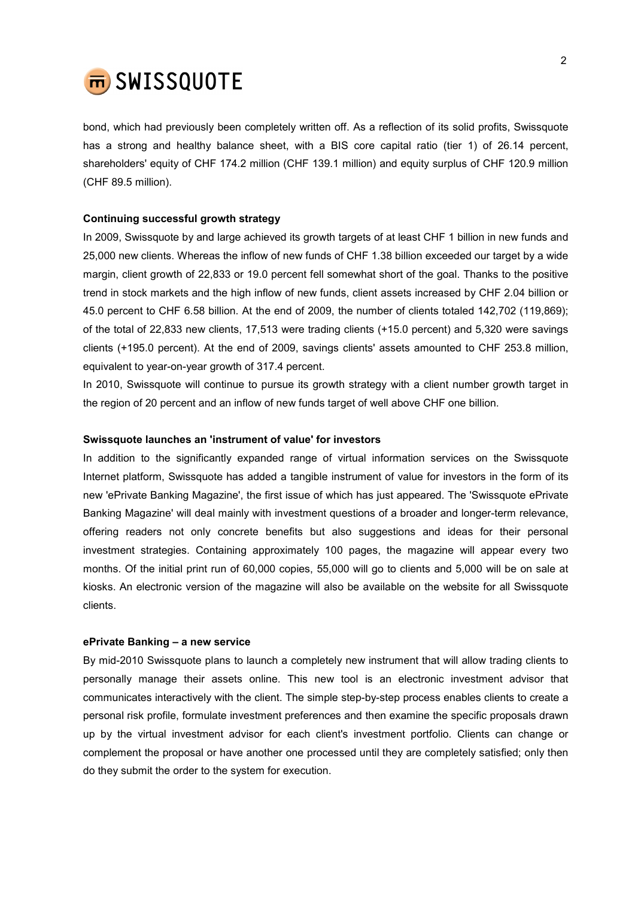bond, which had previously been completely written off. As a reflection of its solid profits, Swissquote has a strong and healthy balance sheet, with a BIS core capital ratio (tier 1) of 26.14 percent, shareholders' equity of CHF 174.2 million (CHF 139.1 million) and equity surplus of CHF 120.9 million (CHF 89.5 million).

**Continuing successful growth strategy**

In 2009, Swissquote by and large achieved its growth targets of at least CHF 1 billion in new funds and 25,000 new clients. Whereas the inflow of new funds of CHF 1.38 billion exceeded our target by a wide margin, client growth of 22,833 or 19.0 percent fell somewhat short of the goal. Thanks to the positive trend in stock markets and the high inflow of new funds, client assets increased by CHF 2.04 billion or 45.0 percent to CHF 6.58 billion. At the end of 2009, the number of clients totaled 142,702 (119,869); of the total of 22,833 new clients, 17,513 were trading clients (+15.0 percent) and 5,320 were savings clients (+195.0 percent). At the end of 2009, savings clients' assets amounted to CHF 253.8 million, equivalent to year-on-year growth of 317.4 percent.

In 2010, Swissquote will continue to pursue its growth strategy with a client number growth target in the region of 20 percent and an inflow of new funds target of well above CHF one billion.

**Swissquote launches an 'instrument of value' for investors**

In addition to the significantly expanded range of virtual information services on the Swissquote Internet platform, Swissquote has added a tangible instrument of value for investors in the form of its new 'ePrivate Banking Magazine', the first issue of which has just appeared. The 'Swissquote ePrivate Banking Magazine' will deal mainly with investment questions of a broader and longer-term relevance, offering readers not only concrete benefits but also suggestions and ideas for their personal investment strategies. Containing approximately 100 pages, the magazine will appear every two months. Of the initial print run of 60,000 copies, 55,000 will go to clients and 5,000 will be on sale at kiosks. An electronic version of the magazine will also be available on the website for all Swissquote clients.

**ePrivate Banking – a new service**

By mid-2010 Swissquote plans to launch a completely new instrument that will allow trading clients to personally manage their assets online. This new tool is an electronic investment advisor that communicates interactively with the client. The simple step-by-step process enables clients to create a personal risk profile, formulate investment preferences and then examine the specific proposals drawn up by the virtual investment advisor for each client's investment portfolio. Clients can change or complement the proposal or have another one processed until they are completely satisfied; only then do they submit the order to the system for execution.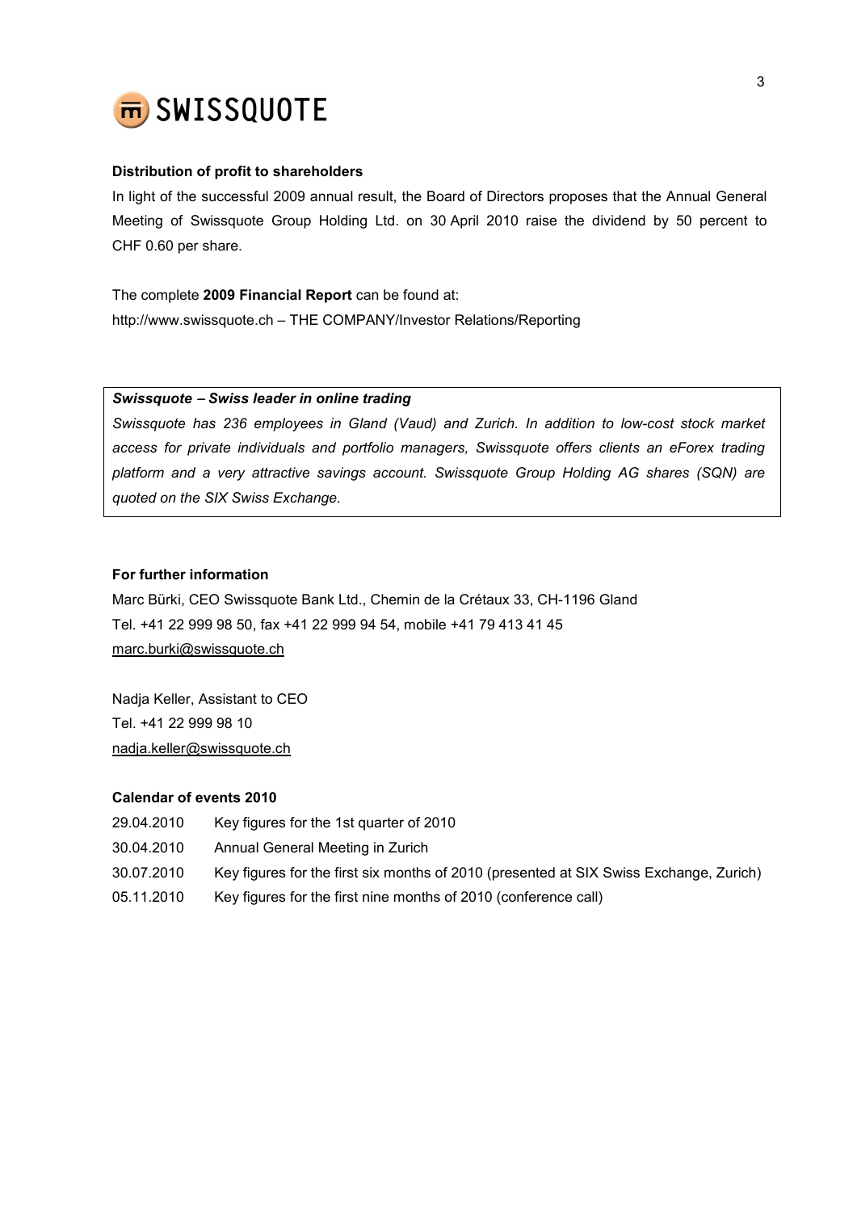### Distribution of profit to shareholders

In light of the successful 2009 annual result, the Board of Directors proposes that the Annual General Meeting of Swissquote Group Holding Ltd. on 30 April 2010 raise the dividend by 50 percent to CHF 0.60 per share.

The complete **2009 Financial Report** can be found at:
http://www.swissquote.ch – THE COMPANY/Investor Relations/Reporting

***Swissquote – Swiss leader in online trading***

*Swissquote has 236 employees in Gland (Vaud) and Zurich. In addition to low-cost stock market access for private individuals and portfolio managers, Swissquote offers clients an eForex trading platform and a very attractive savings account. Swissquote Group Holding AG shares (SQN) are quoted on the SIX Swiss Exchange.*

### For further information

Marc Bürki, CEO Swissquote Bank Ltd., Chemin de la Crétaux 33, CH-1196 Gland
Tel. +41 22 999 98 50, fax +41 22 999 94 54, mobile +41 79 413 41 45
marc.burki@swissquote.ch

Nadja Keller, Assistant to CEO
Tel. +41 22 999 98 10
nadja.keller@swissquote.ch

### Calendar of events 2010

| | |
|---|---|
| 29.04.2010 | Key figures for the 1st quarter of 2010 |
| 30.04.2010 | Annual General Meeting in Zurich |
| 30.07.2010 | Key figures for the first six months of 2010 (presented at SIX Swiss Exchange, Zurich) |
| 05.11.2010 | Key figures for the first nine months of 2010 (conference call) |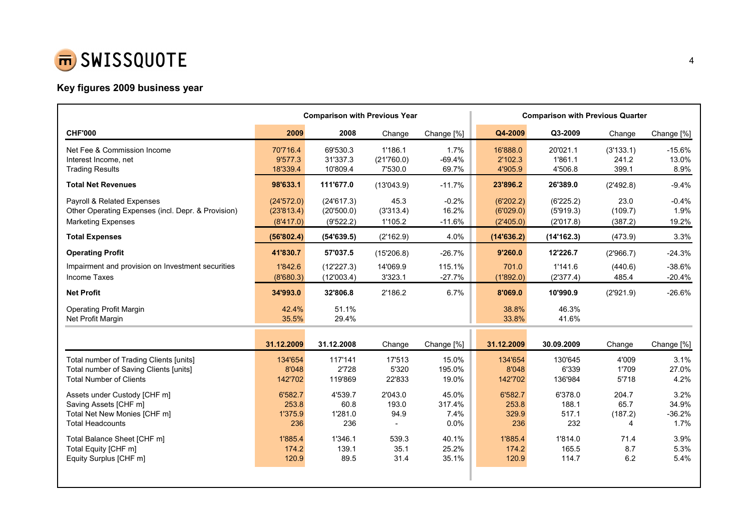SWISSQUOTE

## Key figures 2009 business year

| | Comparison with Previous Year | | | | Comparison with Previous Quarter | | | |
|---|---|---|---|---|---|---|---|---|
| **CHF'000** | **2009** | **2008** | Change | Change [%] | **Q4-2009** | **Q3-2009** | Change | Change [%] |
| Net Fee & Commission Income | 70'716.4 | 69'530.3 | 1'186.1 | 1.7% | 16'888.0 | 20'021.1 | (3'133.1) | -15.6% |
| Interest Income, net | 9'577.3 | 31'337.3 | (21'760.0) | -69.4% | 2'102.3 | 1'861.1 | 241.2 | 13.0% |
| Trading Results | 18'339.4 | 10'809.4 | 7'530.0 | 69.7% | 4'905.9 | 4'506.8 | 399.1 | 8.9% |
| **Total Net Revenues** | **98'633.1** | **111'677.0** | (13'043.9) | -11.7% | **23'896.2** | **26'389.0** | (2'492.8) | -9.4% |
| Payroll & Related Expenses | (24'572.0) | (24'617.3) | 45.3 | -0.2% | (6'202.2) | (6'225.2) | 23.0 | -0.4% |
| Other Operating Expenses (incl. Depr. & Provision) | (23'813.4) | (20'500.0) | (3'313.4) | 16.2% | (6'029.0) | (5'919.3) | (109.7) | 1.9% |
| Marketing Expenses | (8'417.0) | (9'522.2) | 1'105.2 | -11.6% | (2'405.0) | (2'017.8) | (387.2) | 19.2% |
| **Total Expenses** | **(56'802.4)** | **(54'639.5)** | (2'162.9) | 4.0% | **(14'636.2)** | **(14'162.3)** | (473.9) | 3.3% |
| **Operating Profit** | **41'830.7** | **57'037.5** | (15'206.8) | -26.7% | **9'260.0** | **12'226.7** | (2'966.7) | -24.3% |
| Impairment and provision on Investment securities | 1'842.6 | (12'227.3) | 14'069.9 | 115.1% | 701.0 | 1'141.6 | (440.6) | -38.6% |
| Income Taxes | (8'680.3) | (12'003.4) | 3'323.1 | -27.7% | (1'892.0) | (2'377.4) | 485.4 | -20.4% |
| **Net Profit** | **34'993.0** | **32'806.8** | 2'186.2 | 6.7% | **8'069.0** | **10'990.9** | (2'921.9) | -26.6% |
| Operating Profit Margin | 42.4% | 51.1% | | | 38.8% | 46.3% | | |
| Net Profit Margin | 35.5% | 29.4% | | | 33.8% | 41.6% | | |
| | **31.12.2009** | **31.12.2008** | Change | Change [%] | **31.12.2009** | **30.09.2009** | Change | Change [%] |
| Total number of Trading Clients [units] | 134'654 | 117'141 | 17'513 | 15.0% | 134'654 | 130'645 | 4'009 | 3.1% |
| Total number of Saving Clients [units] | 8'048 | 2'728 | 5'320 | 195.0% | 8'048 | 6'339 | 1'709 | 27.0% |
| Total Number of Clients | 142'702 | 119'869 | 22'833 | 19.0% | 142'702 | 136'984 | 5'718 | 4.2% |
| Assets under Custody [CHF m] | 6'582.7 | 4'539.7 | 2'043.0 | 45.0% | 6'582.7 | 6'378.0 | 204.7 | 3.2% |
| Saving Assets [CHF m] | 253.8 | 60.8 | 193.0 | 317.4% | 253.8 | 188.1 | 65.7 | 34.9% |
| Total Net New Monies [CHF m] | 1'375.9 | 1'281.0 | 94.9 | 7.4% | 329.9 | 517.1 | (187.2) | -36.2% |
| Total Headcounts | 236 | 236 | - | 0.0% | 236 | 232 | 4 | 1.7% |
| Total Balance Sheet [CHF m] | 1'885.4 | 1'346.1 | 539.3 | 40.1% | 1'885.4 | 1'814.0 | 71.4 | 3.9% |
| Total Equity [CHF m] | 174.2 | 139.1 | 35.1 | 25.2% | 174.2 | 165.5 | 8.7 | 5.3% |
| Equity Surplus [CHF m] | 120.9 | 89.5 | 31.4 | 35.1% | 120.9 | 114.7 | 6.2 | 5.4% |